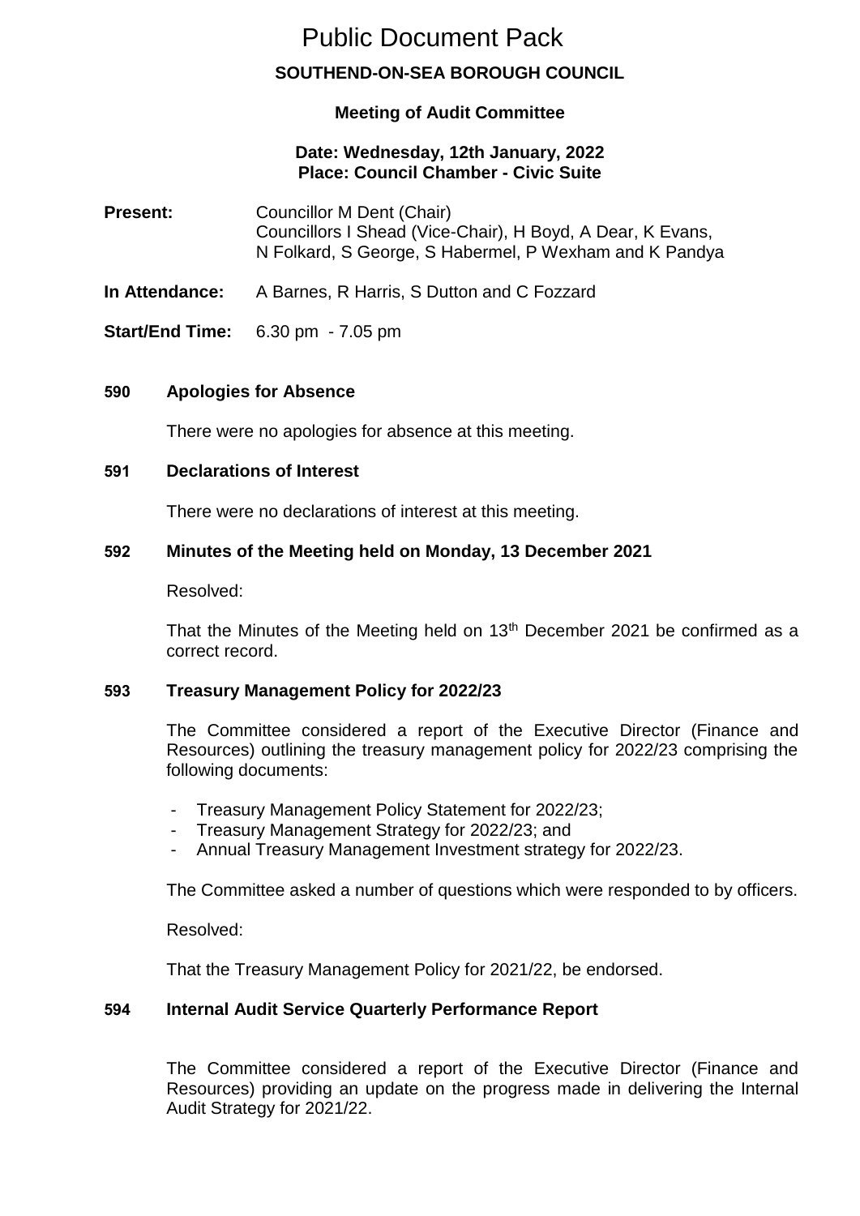# Public Document Pack

## SOUTHEND-ON-SEA BOROUGH COUNCIL

### Meeting of Audit Committee

**Date: Wednesday, 12th January, 2022**
**Place: Council Chamber - Civic Suite**

**Present:** Councillor M Dent (Chair)
Councillors I Shead (Vice-Chair), H Boyd, A Dear, K Evans, N Folkard, S George, S Habermel, P Wexham and K Pandya

**In Attendance:** A Barnes, R Harris, S Dutton and C Fozzard

**Start/End Time:** 6.30 pm - 7.05 pm

### 590 Apologies for Absence

There were no apologies for absence at this meeting.

### 591 Declarations of Interest

There were no declarations of interest at this meeting.

### 592 Minutes of the Meeting held on Monday, 13 December 2021

Resolved:

That the Minutes of the Meeting held on 13th December 2021 be confirmed as a correct record.

### 593 Treasury Management Policy for 2022/23

The Committee considered a report of the Executive Director (Finance and Resources) outlining the treasury management policy for 2022/23 comprising the following documents:

- Treasury Management Policy Statement for 2022/23;
- Treasury Management Strategy for 2022/23; and
- Annual Treasury Management Investment strategy for 2022/23.

The Committee asked a number of questions which were responded to by officers.

Resolved:

That the Treasury Management Policy for 2021/22, be endorsed.

### 594 Internal Audit Service Quarterly Performance Report

The Committee considered a report of the Executive Director (Finance and Resources) providing an update on the progress made in delivering the Internal Audit Strategy for 2021/22.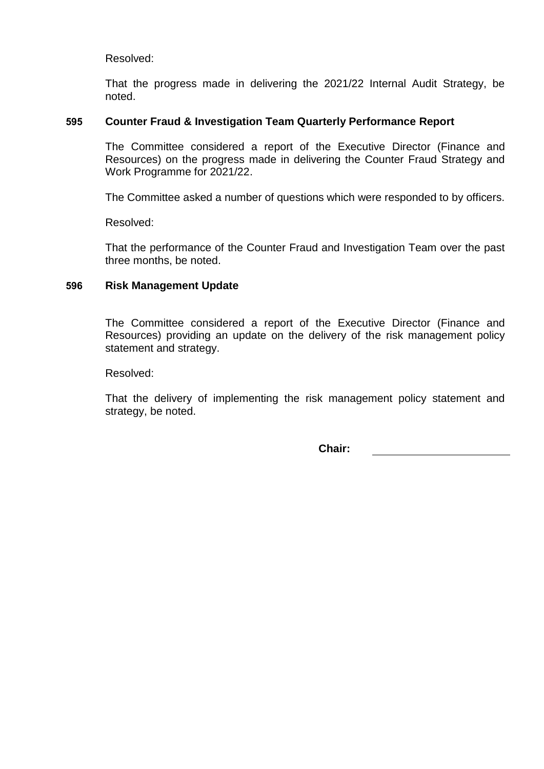Resolved:

That the progress made in delivering the 2021/22 Internal Audit Strategy, be noted.

### 595 Counter Fraud & Investigation Team Quarterly Performance Report

The Committee considered a report of the Executive Director (Finance and Resources) on the progress made in delivering the Counter Fraud Strategy and Work Programme for 2021/22.

The Committee asked a number of questions which were responded to by officers.

Resolved:

That the performance of the Counter Fraud and Investigation Team over the past three months, be noted.

### 596 Risk Management Update

The Committee considered a report of the Executive Director (Finance and Resources) providing an update on the delivery of the risk management policy statement and strategy.

Resolved:

That the delivery of implementing the risk management policy statement and strategy, be noted.

**Chair:** ______________________